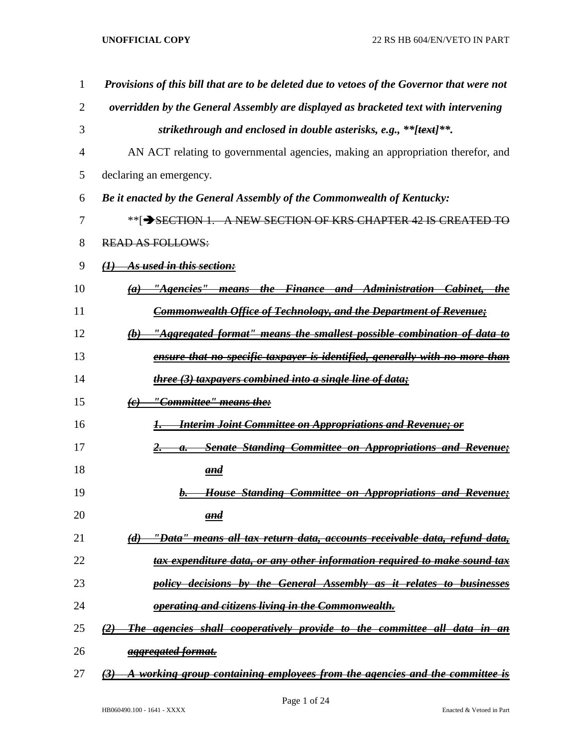***Provisions of this bill that are to be deleted due to vetoes of the Governor that were not overridden by the General Assembly are displayed as bracketed text with intervening strikethrough and enclosed in double asterisks, e.g., **[~~text~~]**.***

AN ACT relating to governmental agencies, making an appropriation therefor, and declaring an emergency.

***Be it enacted by the General Assembly of the Commonwealth of Kentucky:***

**[~~➔SECTION 1. A NEW SECTION OF KRS CHAPTER 42 IS CREATED TO READ AS FOLLOWS:~~

~~*(1) As used in this section:*~~

~~*(a) "Agencies" means the Finance and Administration Cabinet, the Commonwealth Office of Technology, and the Department of Revenue;*~~

~~*(b) "Aggregated format" means the smallest possible combination of data to ensure that no specific taxpayer is identified, generally with no more than three (3) taxpayers combined into a single line of data;*~~

~~*(c) "Committee" means the:*~~

~~*1. Interim Joint Committee on Appropriations and Revenue; or*~~

~~*2. a. Senate Standing Committee on Appropriations and Revenue; and*~~

~~*b. House Standing Committee on Appropriations and Revenue; and*~~

~~*(d) "Data" means all tax return data, accounts receivable data, refund data, tax expenditure data, or any other information required to make sound tax policy decisions by the General Assembly as it relates to businesses operating and citizens living in the Commonwealth.*~~

~~*(2) The agencies shall cooperatively provide to the committee all data in an aggregated format.*~~

~~*(3) A working group containing employees from the agencies and the committee is*~~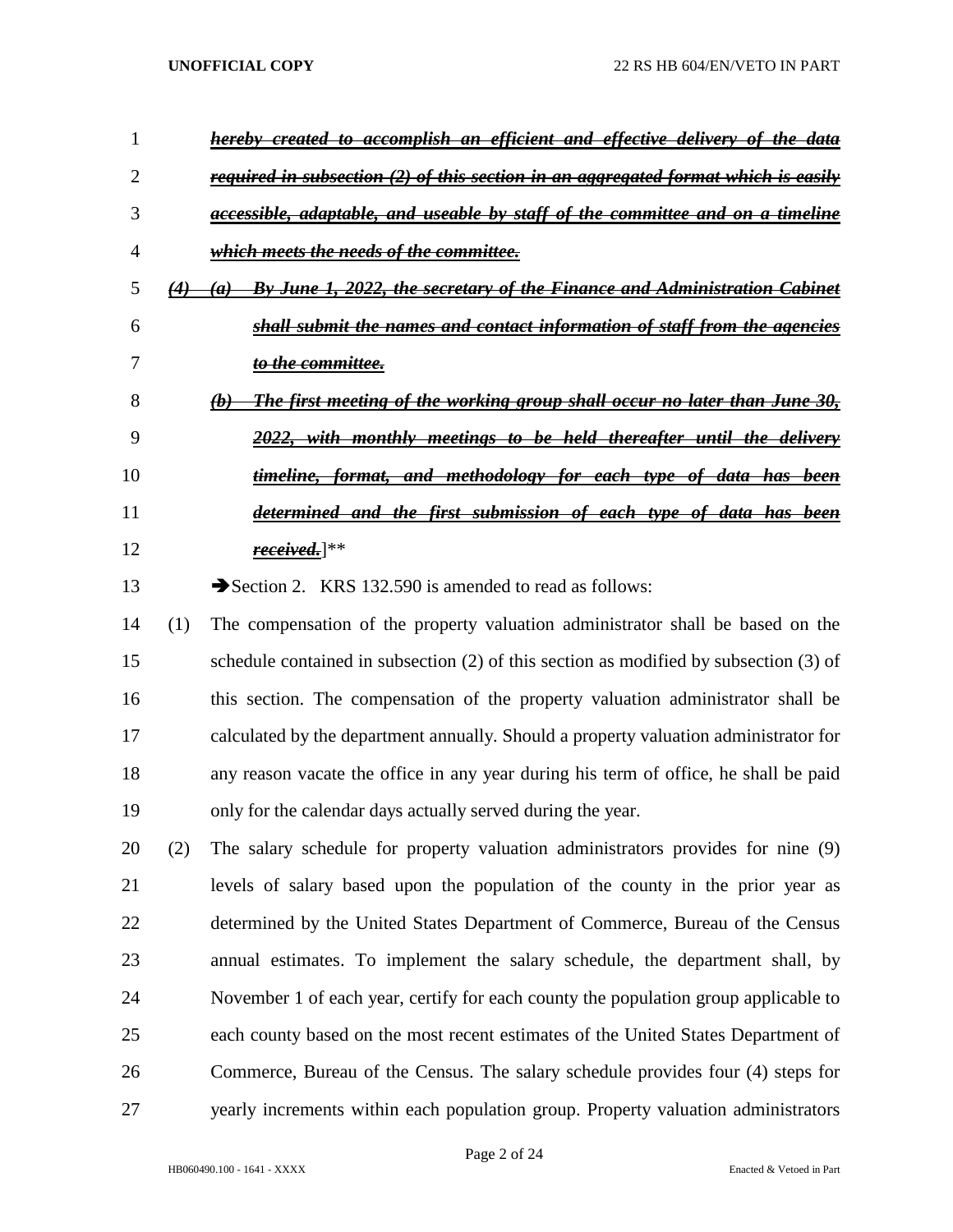*hereby created to accomplish an efficient and effective delivery of the data required in subsection (2) of this section in an aggregated format which is easily accessible, adaptable, and useable by staff of the committee and on a timeline which meets the needs of the committee.*

*(4) (a) By June 1, 2022, the secretary of the Finance and Administration Cabinet shall submit the names and contact information of staff from the agencies to the committee.*

*(b) The first meeting of the working group shall occur no later than June 30, 2022, with monthly meetings to be held thereafter until the delivery timeline, format, and methodology for each type of data has been determined and the first submission of each type of data has been received.*]**

➔Section 2. KRS 132.590 is amended to read as follows:

(1) The compensation of the property valuation administrator shall be based on the schedule contained in subsection (2) of this section as modified by subsection (3) of this section. The compensation of the property valuation administrator shall be calculated by the department annually. Should a property valuation administrator for any reason vacate the office in any year during his term of office, he shall be paid only for the calendar days actually served during the year.

(2) The salary schedule for property valuation administrators provides for nine (9) levels of salary based upon the population of the county in the prior year as determined by the United States Department of Commerce, Bureau of the Census annual estimates. To implement the salary schedule, the department shall, by November 1 of each year, certify for each county the population group applicable to each county based on the most recent estimates of the United States Department of Commerce, Bureau of the Census. The salary schedule provides four (4) steps for yearly increments within each population group. Property valuation administrators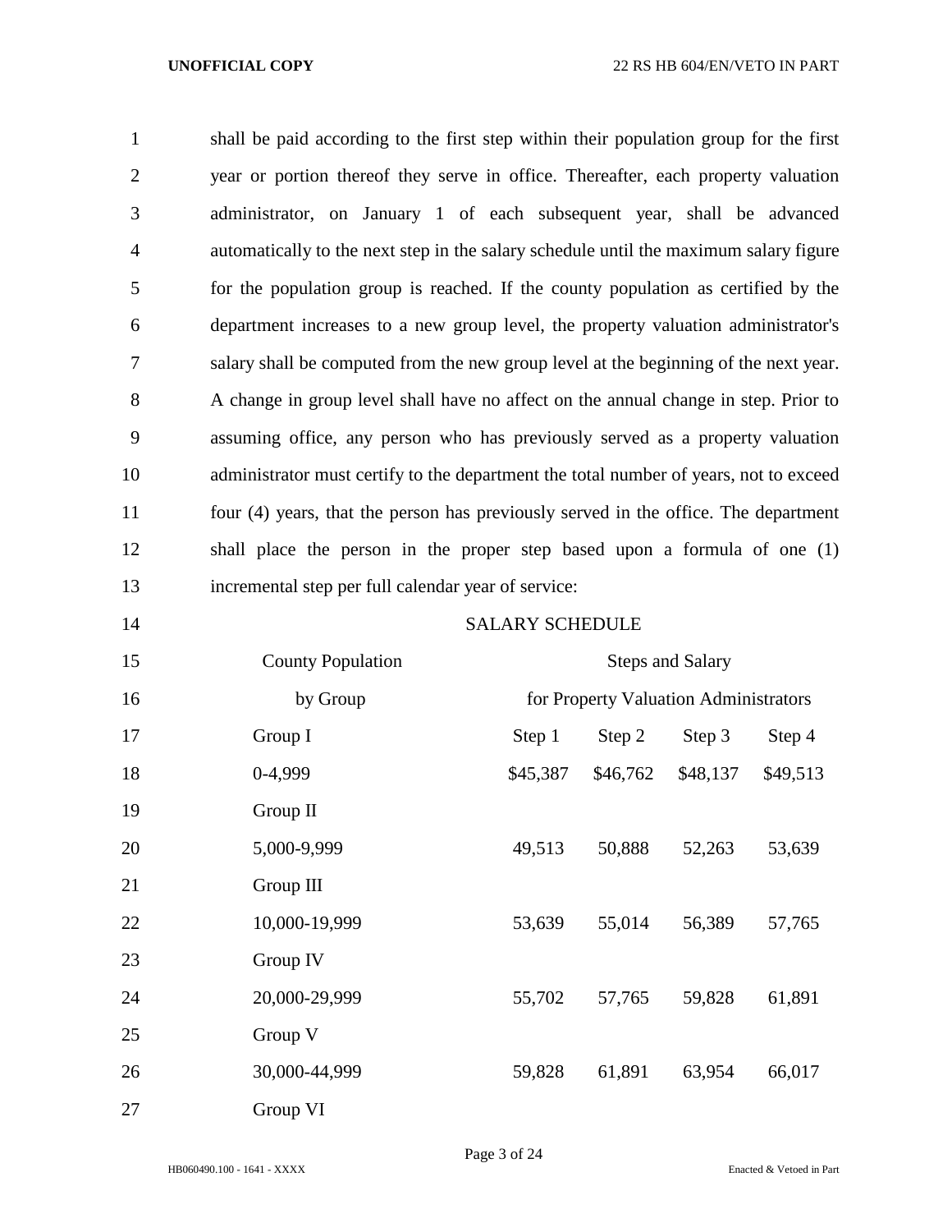shall be paid according to the first step within their population group for the first year or portion thereof they serve in office. Thereafter, each property valuation administrator, on January 1 of each subsequent year, shall be advanced automatically to the next step in the salary schedule until the maximum salary figure for the population group is reached. If the county population as certified by the department increases to a new group level, the property valuation administrator's salary shall be computed from the new group level at the beginning of the next year. A change in group level shall have no affect on the annual change in step. Prior to assuming office, any person who has previously served as a property valuation administrator must certify to the department the total number of years, not to exceed four (4) years, that the person has previously served in the office. The department shall place the person in the proper step based upon a formula of one (1) incremental step per full calendar year of service:

SALARY SCHEDULE

| County Population by Group | Steps and Salary for Property Valuation Administrators | | | |
|---|---|---|---|---|
| | Step 1 | Step 2 | Step 3 | Step 4 |
| Group I<br>0-4,999 | $45,387 | $46,762 | $48,137 | $49,513 |
| Group II<br>5,000-9,999 | 49,513 | 50,888 | 52,263 | 53,639 |
| Group III<br>10,000-19,999 | 53,639 | 55,014 | 56,389 | 57,765 |
| Group IV<br>20,000-29,999 | 55,702 | 57,765 | 59,828 | 61,891 |
| Group V<br>30,000-44,999 | 59,828 | 61,891 | 63,954 | 66,017 |
| Group VI | | | | |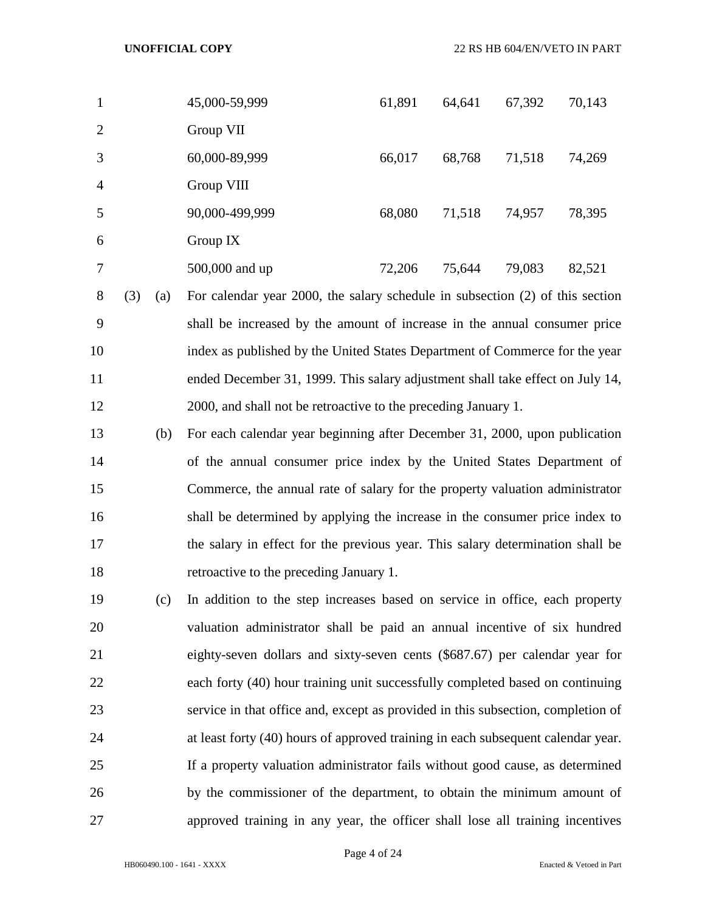| | | | | |
|---|---|---|---|---|
| 45,000-59,999 | 61,891 | 64,641 | 67,392 | 70,143 |
| Group VII | | | | |
| 60,000-89,999 | 66,017 | 68,768 | 71,518 | 74,269 |
| Group VIII | | | | |
| 90,000-499,999 | 68,080 | 71,518 | 74,957 | 78,395 |
| Group IX | | | | |
| 500,000 and up | 72,206 | 75,644 | 79,083 | 82,521 |

(3) (a) For calendar year 2000, the salary schedule in subsection (2) of this section shall be increased by the amount of increase in the annual consumer price index as published by the United States Department of Commerce for the year ended December 31, 1999. This salary adjustment shall take effect on July 14, 2000, and shall not be retroactive to the preceding January 1.

(b) For each calendar year beginning after December 31, 2000, upon publication of the annual consumer price index by the United States Department of Commerce, the annual rate of salary for the property valuation administrator shall be determined by applying the increase in the consumer price index to the salary in effect for the previous year. This salary determination shall be retroactive to the preceding January 1.

(c) In addition to the step increases based on service in office, each property valuation administrator shall be paid an annual incentive of six hundred eighty-seven dollars and sixty-seven cents ($687.67) per calendar year for each forty (40) hour training unit successfully completed based on continuing service in that office and, except as provided in this subsection, completion of at least forty (40) hours of approved training in each subsequent calendar year. If a property valuation administrator fails without good cause, as determined by the commissioner of the department, to obtain the minimum amount of approved training in any year, the officer shall lose all training incentives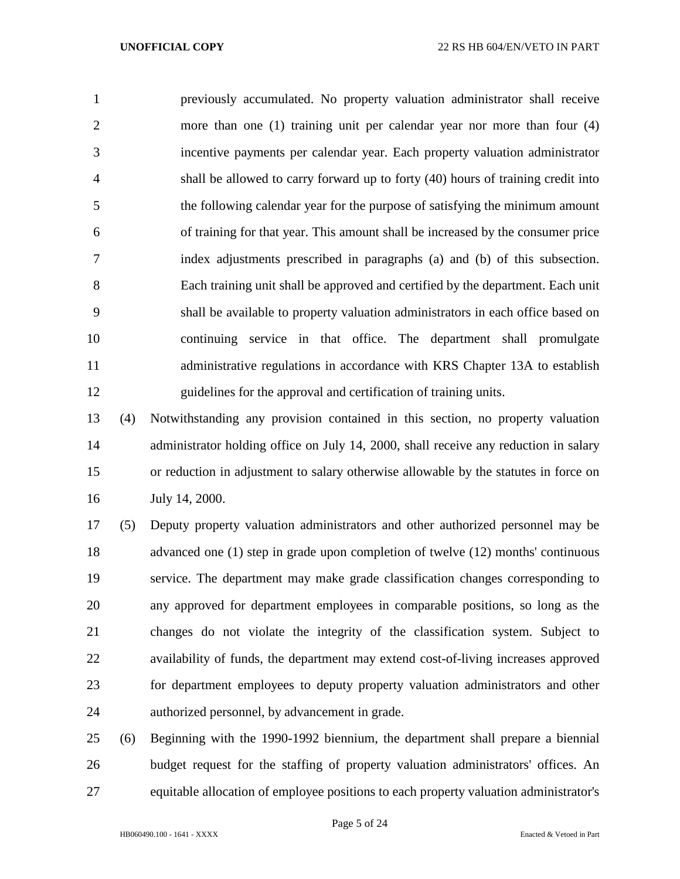previously accumulated. No property valuation administrator shall receive more than one (1) training unit per calendar year nor more than four (4) incentive payments per calendar year. Each property valuation administrator shall be allowed to carry forward up to forty (40) hours of training credit into the following calendar year for the purpose of satisfying the minimum amount of training for that year. This amount shall be increased by the consumer price index adjustments prescribed in paragraphs (a) and (b) of this subsection. Each training unit shall be approved and certified by the department. Each unit shall be available to property valuation administrators in each office based on continuing service in that office. The department shall promulgate administrative regulations in accordance with KRS Chapter 13A to establish guidelines for the approval and certification of training units.

(4) Notwithstanding any provision contained in this section, no property valuation administrator holding office on July 14, 2000, shall receive any reduction in salary or reduction in adjustment to salary otherwise allowable by the statutes in force on July 14, 2000.

(5) Deputy property valuation administrators and other authorized personnel may be advanced one (1) step in grade upon completion of twelve (12) months' continuous service. The department may make grade classification changes corresponding to any approved for department employees in comparable positions, so long as the changes do not violate the integrity of the classification system. Subject to availability of funds, the department may extend cost-of-living increases approved for department employees to deputy property valuation administrators and other authorized personnel, by advancement in grade.

(6) Beginning with the 1990-1992 biennium, the department shall prepare a biennial budget request for the staffing of property valuation administrators' offices. An equitable allocation of employee positions to each property valuation administrator's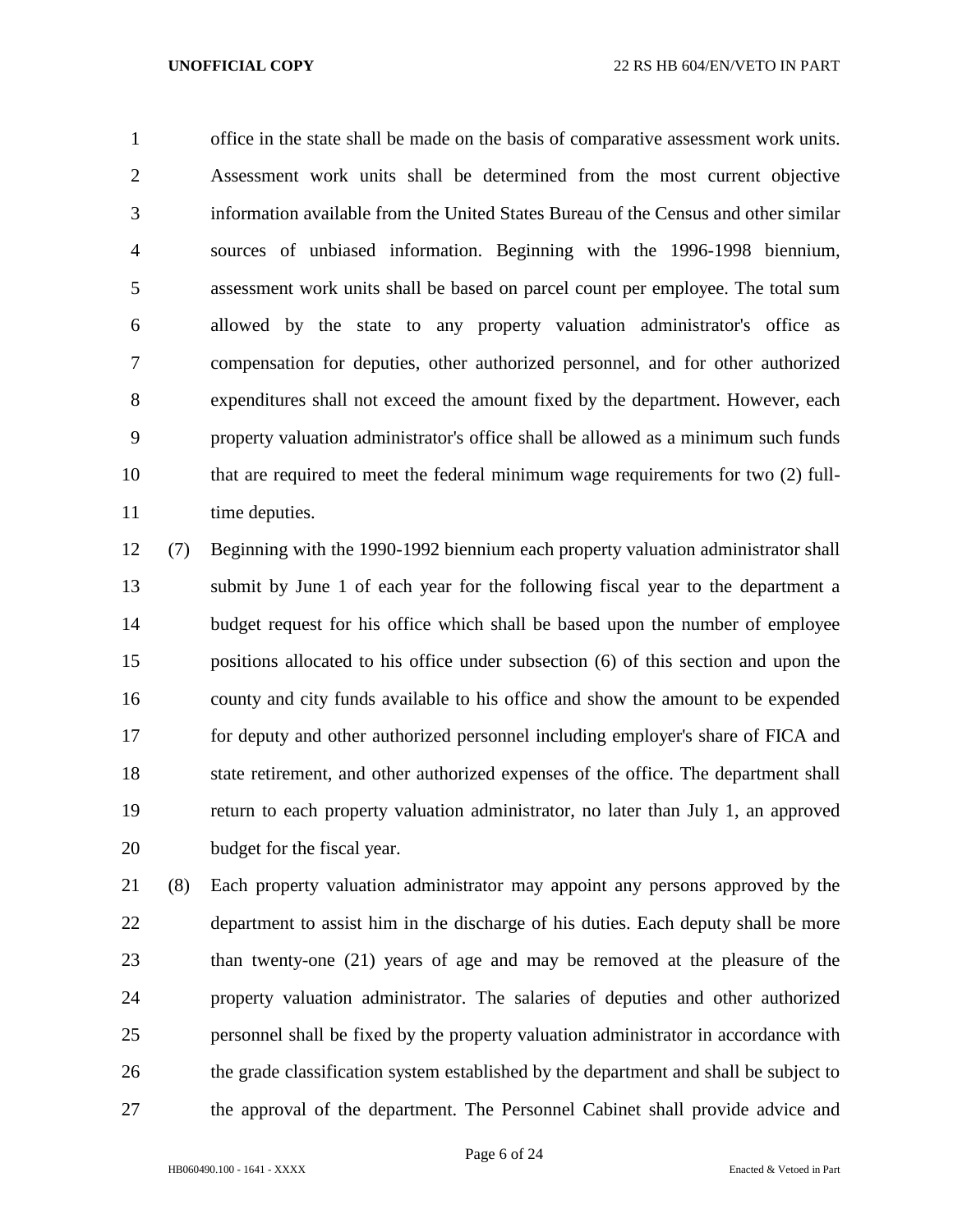office in the state shall be made on the basis of comparative assessment work units. Assessment work units shall be determined from the most current objective information available from the United States Bureau of the Census and other similar sources of unbiased information. Beginning with the 1996-1998 biennium, assessment work units shall be based on parcel count per employee. The total sum allowed by the state to any property valuation administrator's office as compensation for deputies, other authorized personnel, and for other authorized expenditures shall not exceed the amount fixed by the department. However, each property valuation administrator's office shall be allowed as a minimum such funds that are required to meet the federal minimum wage requirements for two (2) full-time deputies.

(7) Beginning with the 1990-1992 biennium each property valuation administrator shall submit by June 1 of each year for the following fiscal year to the department a budget request for his office which shall be based upon the number of employee positions allocated to his office under subsection (6) of this section and upon the county and city funds available to his office and show the amount to be expended for deputy and other authorized personnel including employer's share of FICA and state retirement, and other authorized expenses of the office. The department shall return to each property valuation administrator, no later than July 1, an approved budget for the fiscal year.

(8) Each property valuation administrator may appoint any persons approved by the department to assist him in the discharge of his duties. Each deputy shall be more than twenty-one (21) years of age and may be removed at the pleasure of the property valuation administrator. The salaries of deputies and other authorized personnel shall be fixed by the property valuation administrator in accordance with the grade classification system established by the department and shall be subject to the approval of the department. The Personnel Cabinet shall provide advice and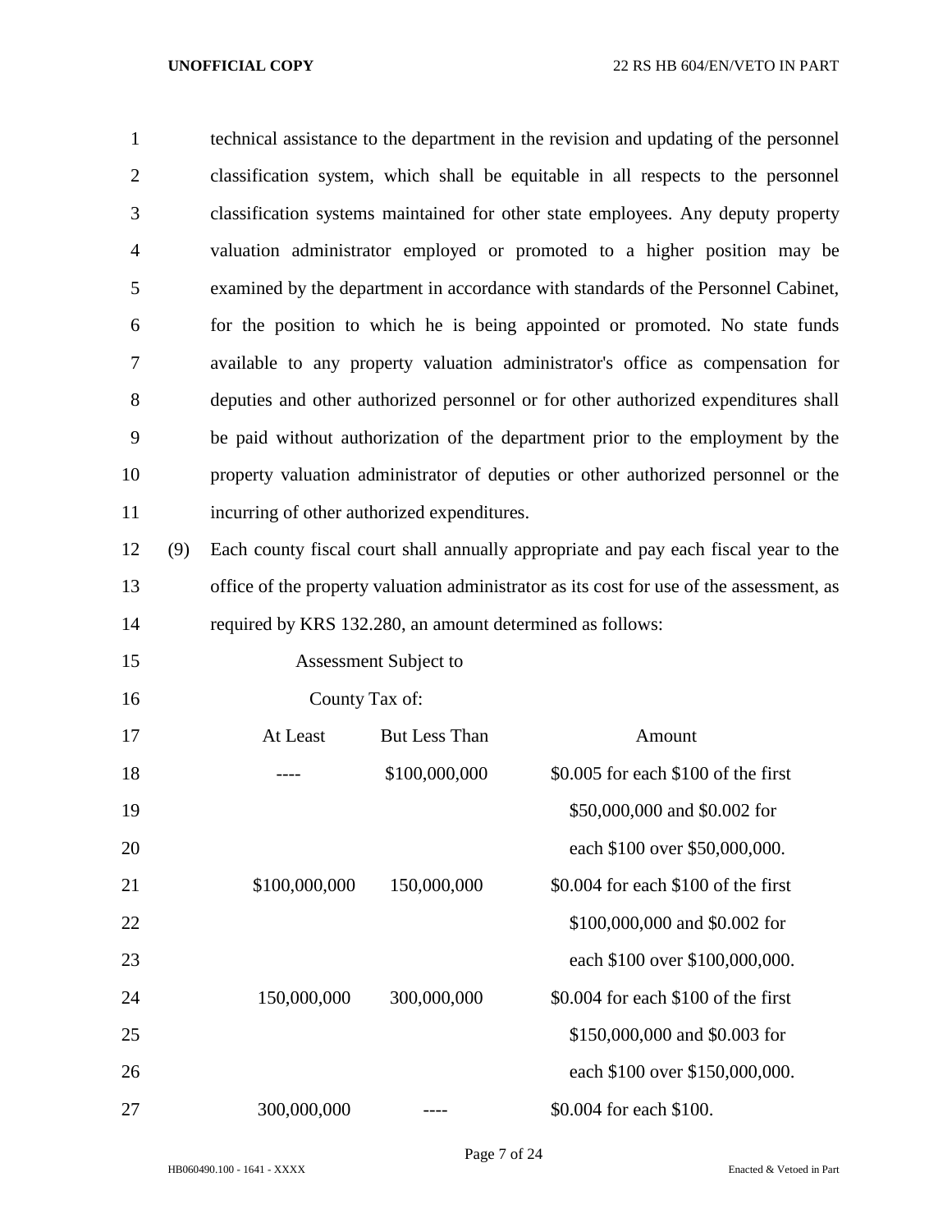technical assistance to the department in the revision and updating of the personnel classification system, which shall be equitable in all respects to the personnel classification systems maintained for other state employees. Any deputy property valuation administrator employed or promoted to a higher position may be examined by the department in accordance with standards of the Personnel Cabinet, for the position to which he is being appointed or promoted. No state funds available to any property valuation administrator's office as compensation for deputies and other authorized personnel or for other authorized expenditures shall be paid without authorization of the department prior to the employment by the property valuation administrator of deputies or other authorized personnel or the incurring of other authorized expenditures.

(9) Each county fiscal court shall annually appropriate and pay each fiscal year to the office of the property valuation administrator as its cost for use of the assessment, as required by KRS 132.280, an amount determined as follows:

| Assessment Subject to County Tax of: | | |
|---|---|---|
| At Least | But Less Than | Amount |
| ---- | $100,000,000 | $0.005 for each $100 of the first $50,000,000 and $0.002 for each $100 over $50,000,000. |
| $100,000,000 | 150,000,000 | $0.004 for each $100 of the first $100,000,000 and $0.002 for each $100 over $100,000,000. |
| 150,000,000 | 300,000,000 | $0.004 for each $100 of the first $150,000,000 and $0.003 for each $100 over $150,000,000. |
| 300,000,000 | ---- | $0.004 for each $100. |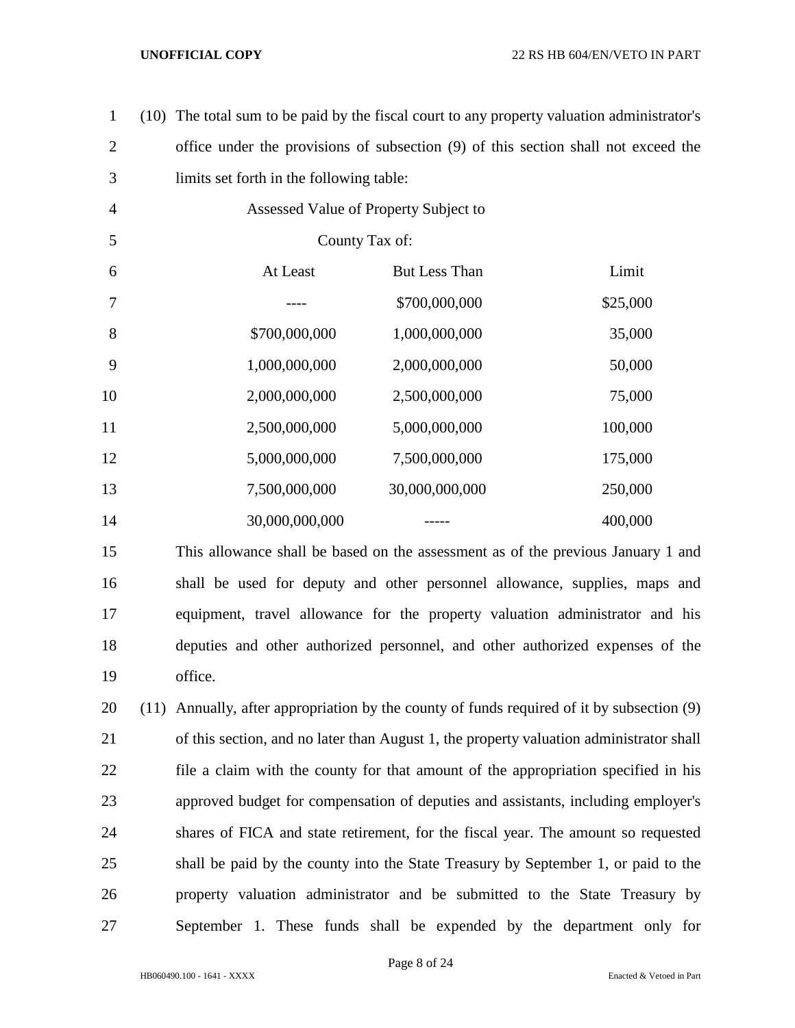(10) The total sum to be paid by the fiscal court to any property valuation administrator's office under the provisions of subsection (9) of this section shall not exceed the limits set forth in the following table:

| Assessed Value of Property Subject to County Tax of: | | |
|---|---|---|
| At Least | But Less Than | Limit |
| ---- | $700,000,000 | $25,000 |
| $700,000,000 | 1,000,000,000 | 35,000 |
| 1,000,000,000 | 2,000,000,000 | 50,000 |
| 2,000,000,000 | 2,500,000,000 | 75,000 |
| 2,500,000,000 | 5,000,000,000 | 100,000 |
| 5,000,000,000 | 7,500,000,000 | 175,000 |
| 7,500,000,000 | 30,000,000,000 | 250,000 |
| 30,000,000,000 | ----- | 400,000 |

This allowance shall be based on the assessment as of the previous January 1 and shall be used for deputy and other personnel allowance, supplies, maps and equipment, travel allowance for the property valuation administrator and his deputies and other authorized personnel, and other authorized expenses of the office.

(11) Annually, after appropriation by the county of funds required of it by subsection (9) of this section, and no later than August 1, the property valuation administrator shall file a claim with the county for that amount of the appropriation specified in his approved budget for compensation of deputies and assistants, including employer's shares of FICA and state retirement, for the fiscal year. The amount so requested shall be paid by the county into the State Treasury by September 1, or paid to the property valuation administrator and be submitted to the State Treasury by September 1. These funds shall be expended by the department only for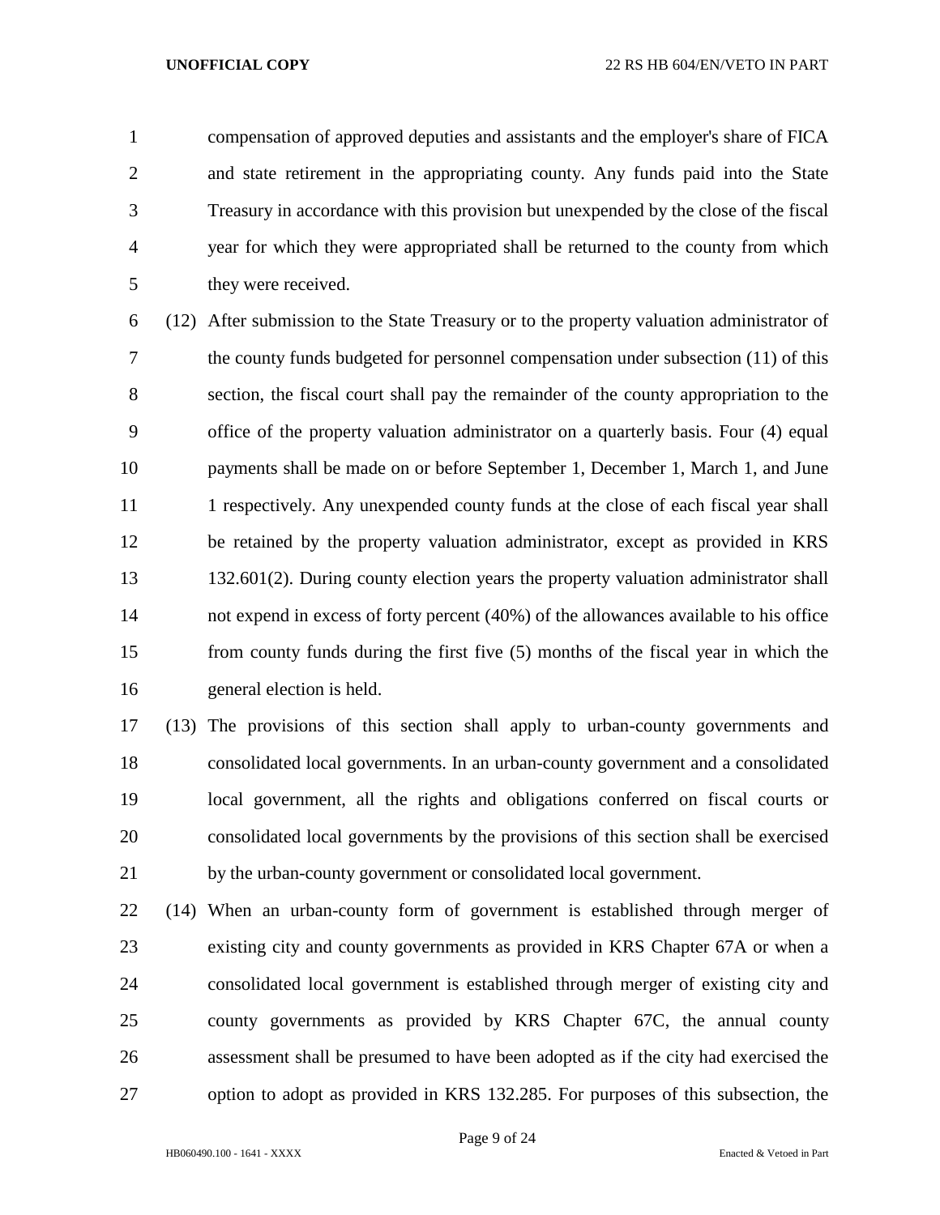compensation of approved deputies and assistants and the employer's share of FICA and state retirement in the appropriating county. Any funds paid into the State Treasury in accordance with this provision but unexpended by the close of the fiscal year for which they were appropriated shall be returned to the county from which they were received.

(12) After submission to the State Treasury or to the property valuation administrator of the county funds budgeted for personnel compensation under subsection (11) of this section, the fiscal court shall pay the remainder of the county appropriation to the office of the property valuation administrator on a quarterly basis. Four (4) equal payments shall be made on or before September 1, December 1, March 1, and June 1 respectively. Any unexpended county funds at the close of each fiscal year shall be retained by the property valuation administrator, except as provided in KRS 132.601(2). During county election years the property valuation administrator shall not expend in excess of forty percent (40%) of the allowances available to his office from county funds during the first five (5) months of the fiscal year in which the general election is held.

(13) The provisions of this section shall apply to urban-county governments and consolidated local governments. In an urban-county government and a consolidated local government, all the rights and obligations conferred on fiscal courts or consolidated local governments by the provisions of this section shall be exercised by the urban-county government or consolidated local government.

(14) When an urban-county form of government is established through merger of existing city and county governments as provided in KRS Chapter 67A or when a consolidated local government is established through merger of existing city and county governments as provided by KRS Chapter 67C, the annual county assessment shall be presumed to have been adopted as if the city had exercised the option to adopt as provided in KRS 132.285. For purposes of this subsection, the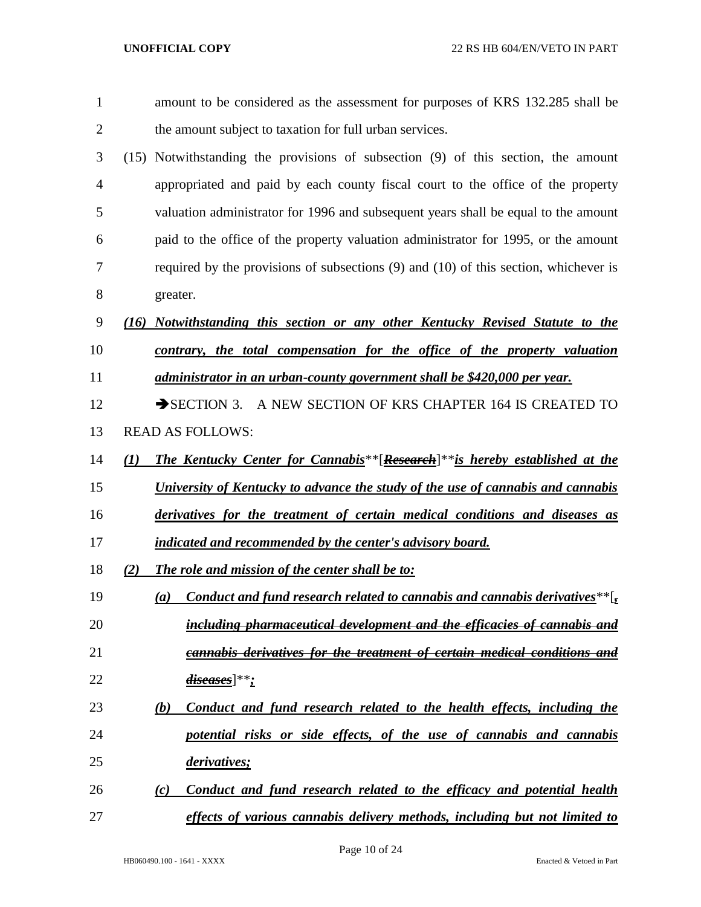amount to be considered as the assessment for purposes of KRS 132.285 shall be the amount subject to taxation for full urban services.

(15) Notwithstanding the provisions of subsection (9) of this section, the amount appropriated and paid by each county fiscal court to the office of the property valuation administrator for 1996 and subsequent years shall be equal to the amount paid to the office of the property valuation administrator for 1995, or the amount required by the provisions of subsections (9) and (10) of this section, whichever is greater.

*(16) Notwithstanding this section or any other Kentucky Revised Statute to the contrary, the total compensation for the office of the property valuation administrator in an urban-county government shall be $420,000 per year.*

➔SECTION 3. A NEW SECTION OF KRS CHAPTER 164 IS CREATED TO READ AS FOLLOWS:

*(1) The Kentucky Center for Cannabis*[~~Research~~]*is hereby established at the University of Kentucky to advance the study of the use of cannabis and cannabis derivatives for the treatment of certain medical conditions and diseases as indicated and recommended by the center's advisory board.*

*(2) The role and mission of the center shall be to:*

*(a) Conduct and fund research related to cannabis and cannabis derivatives*[~~, including pharmaceutical development and the efficacies of cannabis and cannabis derivatives for the treatment of certain medical conditions and diseases~~]*;*

*(b) Conduct and fund research related to the health effects, including the potential risks or side effects, of the use of cannabis and cannabis derivatives;*

*(c) Conduct and fund research related to the efficacy and potential health effects of various cannabis delivery methods, including but not limited to*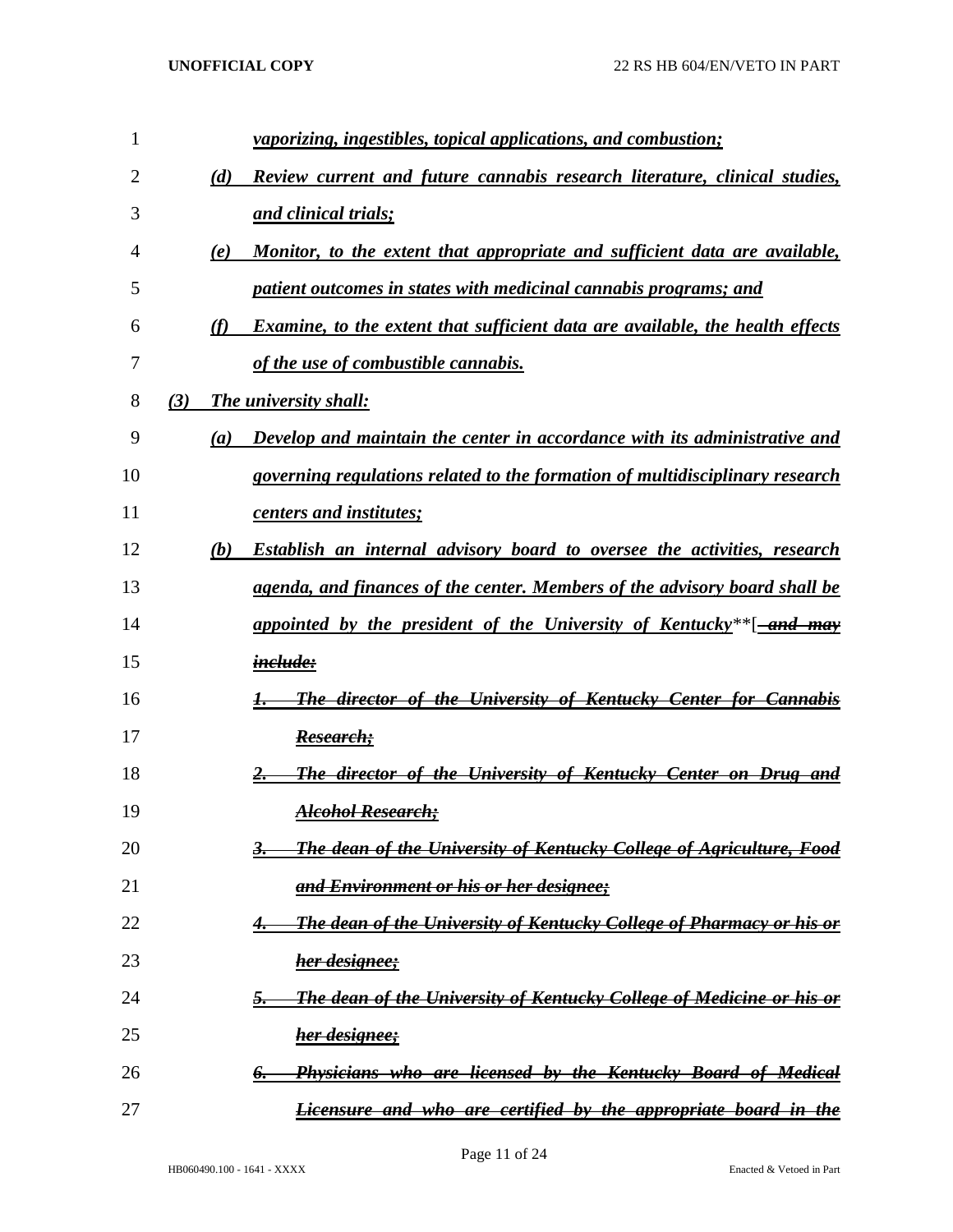*vaporizing, ingestibles, topical applications, and combustion;*

(d) *Review current and future cannabis research literature, clinical studies, and clinical trials;*

(e) *Monitor, to the extent that appropriate and sufficient data are available, patient outcomes in states with medicinal cannabis programs; and*

(f) *Examine, to the extent that sufficient data are available, the health effects of the use of combustible cannabis.*

(3) *The university shall:*

(a) *Develop and maintain the center in accordance with its administrative and governing regulations related to the formation of multidisciplinary research centers and institutes;*

(b) *Establish an internal advisory board to oversee the activities, research agenda, and finances of the center. Members of the advisory board shall be appointed by the president of the University of Kentucky*\*\*[ ~~and may include:~~

~~1. The director of the University of Kentucky Center for Cannabis Research;~~

~~2. The director of the University of Kentucky Center on Drug and Alcohol Research;~~

~~3. The dean of the University of Kentucky College of Agriculture, Food and Environment or his or her designee;~~

~~4. The dean of the University of Kentucky College of Pharmacy or his or her designee;~~

~~5. The dean of the University of Kentucky College of Medicine or his or her designee;~~

~~6. Physicians who are licensed by the Kentucky Board of Medical Licensure and who are certified by the appropriate board in the~~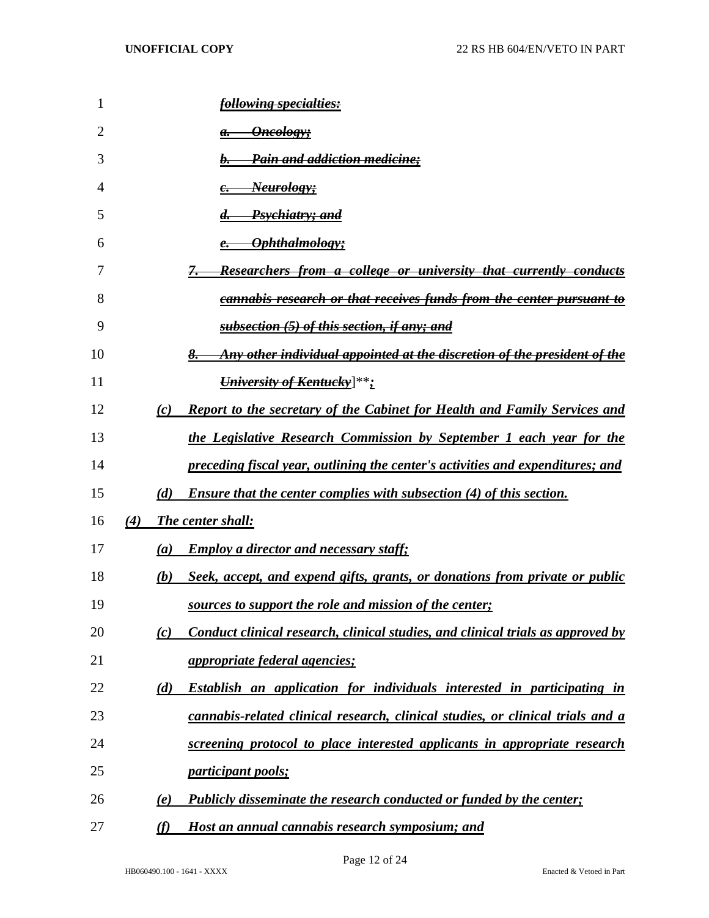~~*following specialties:*~~

~~*a. Oncology;*~~

~~*b. Pain and addiction medicine;*~~

~~*c. Neurology;*~~

~~*d. Psychiatry; and*~~

~~*e. Ophthalmology;*~~

~~*7. Researchers from a college or university that currently conducts cannabis research or that receives funds from the center pursuant to subsection (5) of this section, if any; and*~~

~~*8. Any other individual appointed at the discretion of the president of the University of Kentucky*~~]***;***

***(c) Report to the secretary of the Cabinet for Health and Family Services and the Legislative Research Commission by September 1 each year for the preceding fiscal year, outlining the center's activities and expenditures; and***

***(d) Ensure that the center complies with subsection (4) of this section.***

***(4) The center shall:***

***(a) Employ a director and necessary staff;***

***(b) Seek, accept, and expend gifts, grants, or donations from private or public sources to support the role and mission of the center;***

***(c) Conduct clinical research, clinical studies, and clinical trials as approved by appropriate federal agencies;***

***(d) Establish an application for individuals interested in participating in cannabis-related clinical research, clinical studies, or clinical trials and a screening protocol to place interested applicants in appropriate research participant pools;***

***(e) Publicly disseminate the research conducted or funded by the center;***

***(f) Host an annual cannabis research symposium; and***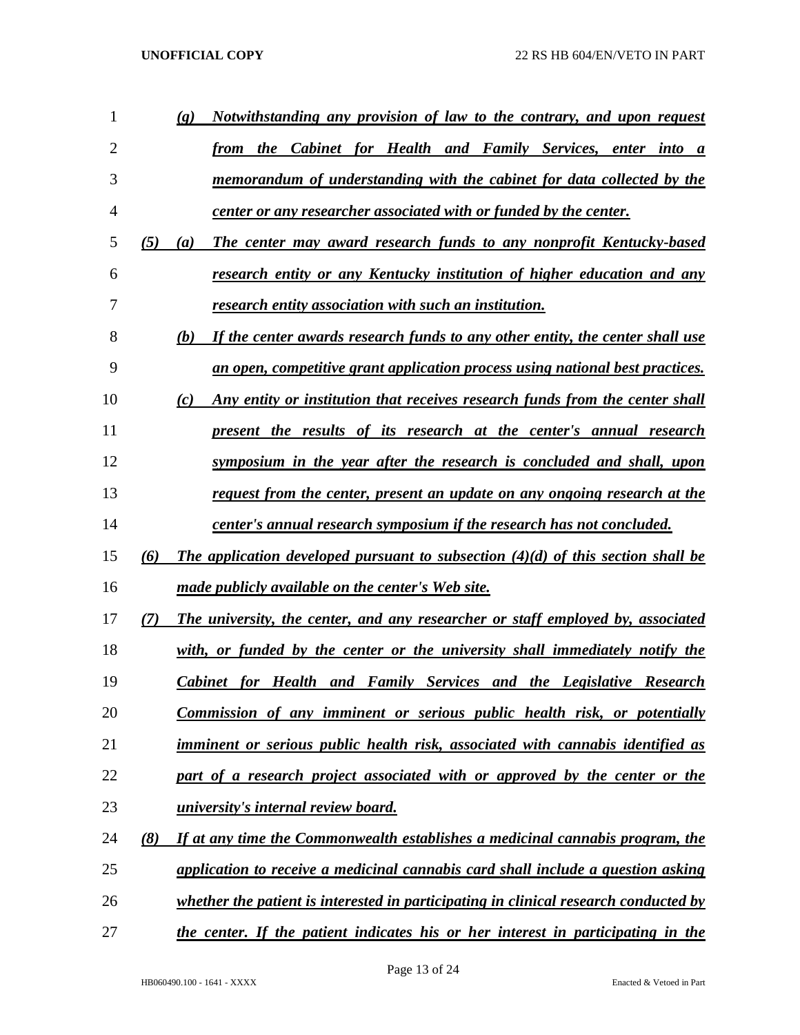*(g)* ***Notwithstanding any provision of law to the contrary, and upon request from the Cabinet for Health and Family Services, enter into a memorandum of understanding with the cabinet for data collected by the center or any researcher associated with or funded by the center.***

*(5)* *(a)* ***The center may award research funds to any nonprofit Kentucky-based research entity or any Kentucky institution of higher education and any research entity association with such an institution.***

*(b)* ***If the center awards research funds to any other entity, the center shall use an open, competitive grant application process using national best practices.***

*(c)* ***Any entity or institution that receives research funds from the center shall present the results of its research at the center's annual research symposium in the year after the research is concluded and shall, upon request from the center, present an update on any ongoing research at the center's annual research symposium if the research has not concluded.***

*(6)* ***The application developed pursuant to subsection (4)(d) of this section shall be made publicly available on the center's Web site.***

*(7)* ***The university, the center, and any researcher or staff employed by, associated with, or funded by the center or the university shall immediately notify the Cabinet for Health and Family Services and the Legislative Research Commission of any imminent or serious public health risk, or potentially imminent or serious public health risk, associated with cannabis identified as part of a research project associated with or approved by the center or the university's internal review board.***

*(8)* ***If at any time the Commonwealth establishes a medicinal cannabis program, the application to receive a medicinal cannabis card shall include a question asking whether the patient is interested in participating in clinical research conducted by the center. If the patient indicates his or her interest in participating in the***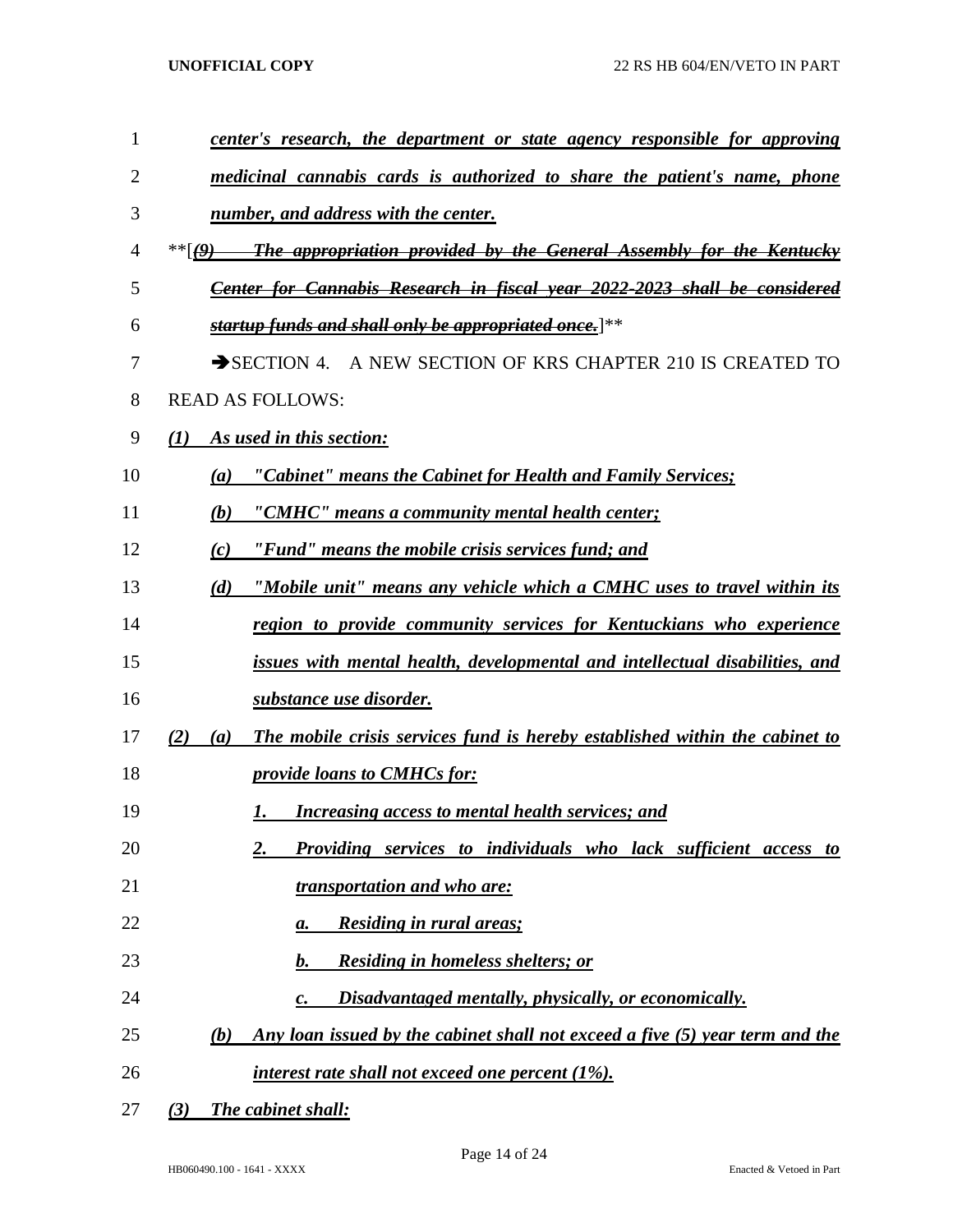*center's research, the department or state agency responsible for approving medicinal cannabis cards is authorized to share the patient's name, phone number, and address with the center.*

**[~~*(9) The appropriation provided by the General Assembly for the Kentucky Center for Cannabis Research in fiscal year 2022-2023 shall be considered startup funds and shall only be appropriated once.*~~]**

➔SECTION 4. A NEW SECTION OF KRS CHAPTER 210 IS CREATED TO READ AS FOLLOWS:

*(1) As used in this section:*

*(a) "Cabinet" means the Cabinet for Health and Family Services;*

*(b) "CMHC" means a community mental health center;*

*(c) "Fund" means the mobile crisis services fund; and*

*(d) "Mobile unit" means any vehicle which a CMHC uses to travel within its region to provide community services for Kentuckians who experience issues with mental health, developmental and intellectual disabilities, and substance use disorder.*

*(2) (a) The mobile crisis services fund is hereby established within the cabinet to provide loans to CMHCs for:*

*1. Increasing access to mental health services; and*

*2. Providing services to individuals who lack sufficient access to transportation and who are:*

*a. Residing in rural areas;*

*b. Residing in homeless shelters; or*

*c. Disadvantaged mentally, physically, or economically.*

*(b) Any loan issued by the cabinet shall not exceed a five (5) year term and the interest rate shall not exceed one percent (1%).*

*(3) The cabinet shall:*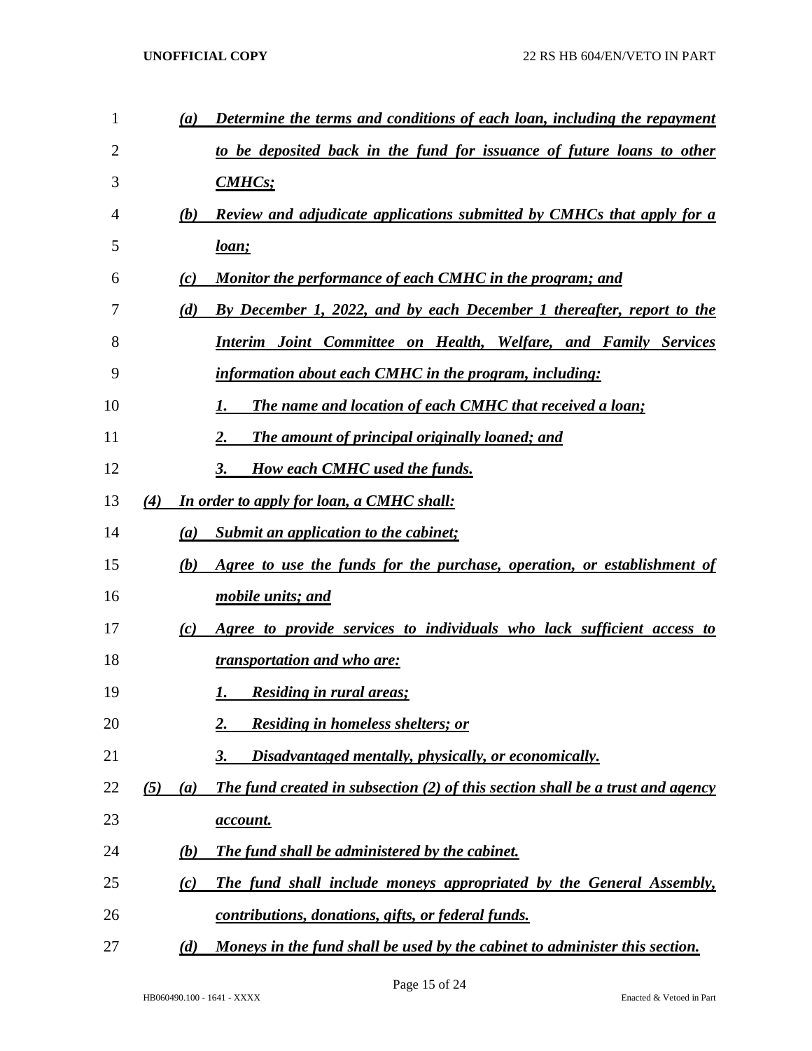(a) ***Determine the terms and conditions of each loan, including the repayment to be deposited back in the fund for issuance of future loans to other CMHCs;***

(b) ***Review and adjudicate applications submitted by CMHCs that apply for a loan;***

(c) ***Monitor the performance of each CMHC in the program; and***

(d) ***By December 1, 2022, and by each December 1 thereafter, report to the Interim Joint Committee on Health, Welfare, and Family Services information about each CMHC in the program, including:***

1. ***The name and location of each CMHC that received a loan;***
2. ***The amount of principal originally loaned; and***
3. ***How each CMHC used the funds.***

(4) ***In order to apply for loan, a CMHC shall:***

(a) ***Submit an application to the cabinet;***

(b) ***Agree to use the funds for the purchase, operation, or establishment of mobile units; and***

(c) ***Agree to provide services to individuals who lack sufficient access to transportation and who are:***

1. ***Residing in rural areas;***
2. ***Residing in homeless shelters; or***
3. ***Disadvantaged mentally, physically, or economically.***

(5) (a) ***The fund created in subsection (2) of this section shall be a trust and agency account.***

(b) ***The fund shall be administered by the cabinet.***

(c) ***The fund shall include moneys appropriated by the General Assembly, contributions, donations, gifts, or federal funds.***

(d) ***Moneys in the fund shall be used by the cabinet to administer this section.***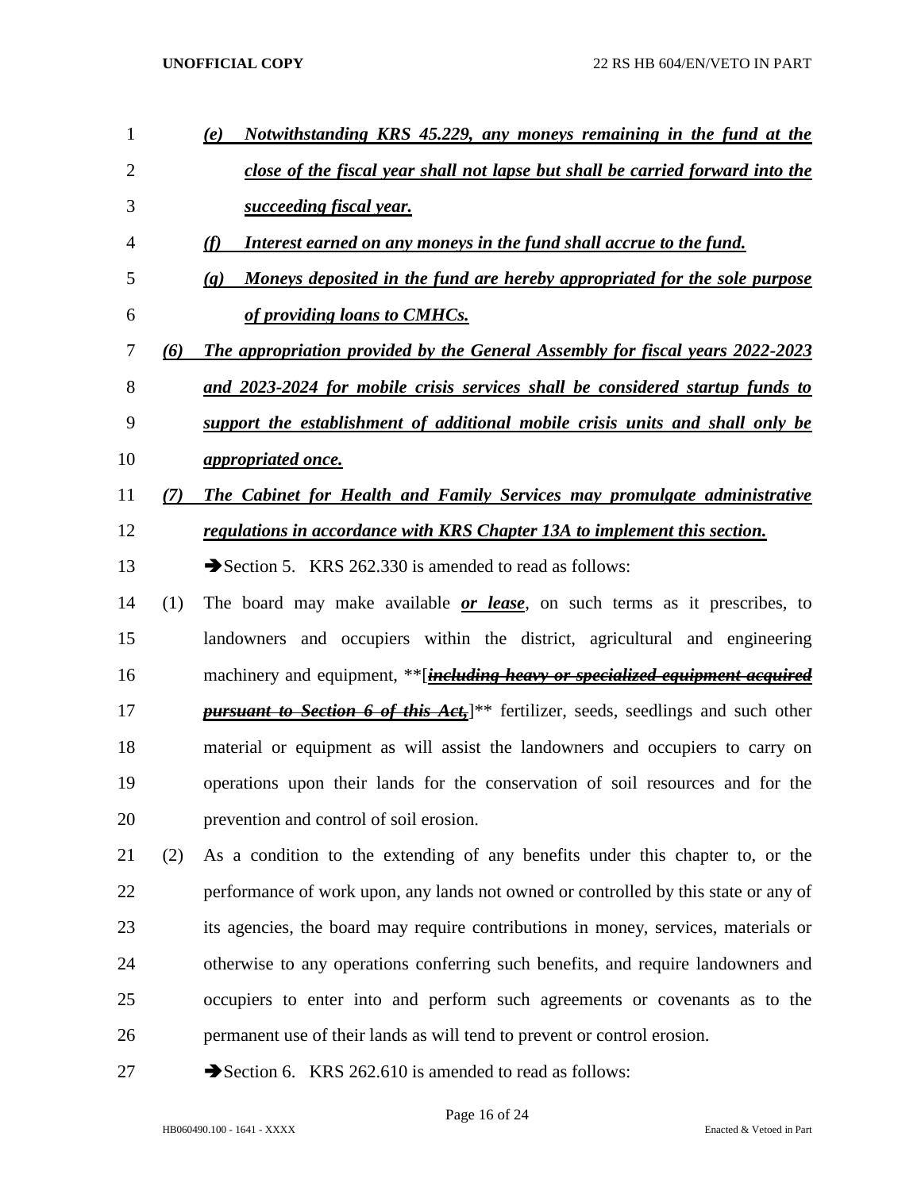(e) ***Notwithstanding KRS 45.229, any moneys remaining in the fund at the close of the fiscal year shall not lapse but shall be carried forward into the succeeding fiscal year.***

(f) ***Interest earned on any moneys in the fund shall accrue to the fund.***

(g) ***Moneys deposited in the fund are hereby appropriated for the sole purpose of providing loans to CMHCs.***

***(6) The appropriation provided by the General Assembly for fiscal years 2022-2023 and 2023-2024 for mobile crisis services shall be considered startup funds to support the establishment of additional mobile crisis units and shall only be appropriated once.***

***(7) The Cabinet for Health and Family Services may promulgate administrative regulations in accordance with KRS Chapter 13A to implement this section.***

➔Section 5. KRS 262.330 is amended to read as follows:

(1) The board may make available ***or lease***, on such terms as it prescribes, to landowners and occupiers within the district, agricultural and engineering machinery and equipment, **[~~including heavy or specialized equipment acquired pursuant to Section 6 of this Act,~~]** fertilizer, seeds, seedlings and such other material or equipment as will assist the landowners and occupiers to carry on operations upon their lands for the conservation of soil resources and for the prevention and control of soil erosion.

(2) As a condition to the extending of any benefits under this chapter to, or the performance of work upon, any lands not owned or controlled by this state or any of its agencies, the board may require contributions in money, services, materials or otherwise to any operations conferring such benefits, and require landowners and occupiers to enter into and perform such agreements or covenants as to the permanent use of their lands as will tend to prevent or control erosion.

➔Section 6. KRS 262.610 is amended to read as follows: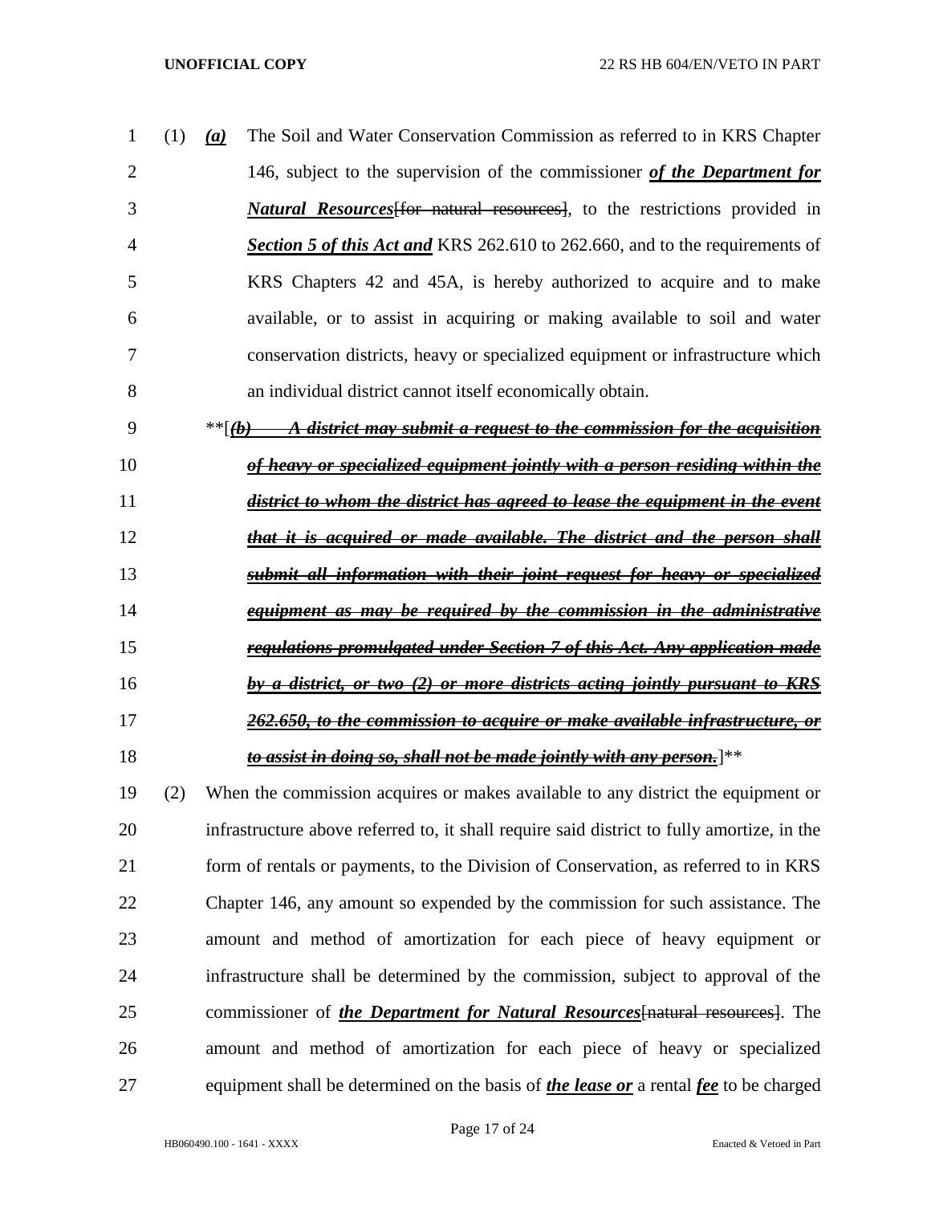(1) ***(a)*** The Soil and Water Conservation Commission as referred to in KRS Chapter 146, subject to the supervision of the commissioner ***of the Department for Natural Resources***~~[for natural resources]~~, to the restrictions provided in ***Section 5 of this Act and*** KRS 262.610 to 262.660, and to the requirements of KRS Chapters 42 and 45A, is hereby authorized to acquire and to make available, or to assist in acquiring or making available to soil and water conservation districts, heavy or specialized equipment or infrastructure which an individual district cannot itself economically obtain.

**[~~***(b) A district may submit a request to the commission for the acquisition of heavy or specialized equipment jointly with a person residing within the district to whom the district has agreed to lease the equipment in the event that it is acquired or made available. The district and the person shall submit all information with their joint request for heavy or specialized equipment as may be required by the commission in the administrative regulations promulgated under Section 7 of this Act. Any application made by a district, or two (2) or more districts acting jointly pursuant to KRS 262.650, to the commission to acquire or make available infrastructure, or to assist in doing so, shall not be made jointly with any person.***~~]**

(2) When the commission acquires or makes available to any district the equipment or infrastructure above referred to, it shall require said district to fully amortize, in the form of rentals or payments, to the Division of Conservation, as referred to in KRS Chapter 146, any amount so expended by the commission for such assistance. The amount and method of amortization for each piece of heavy equipment or infrastructure shall be determined by the commission, subject to approval of the commissioner of ***the Department for Natural Resources***~~[natural resources]~~. The amount and method of amortization for each piece of heavy or specialized equipment shall be determined on the basis of ***the lease or*** a rental ***fee*** to be charged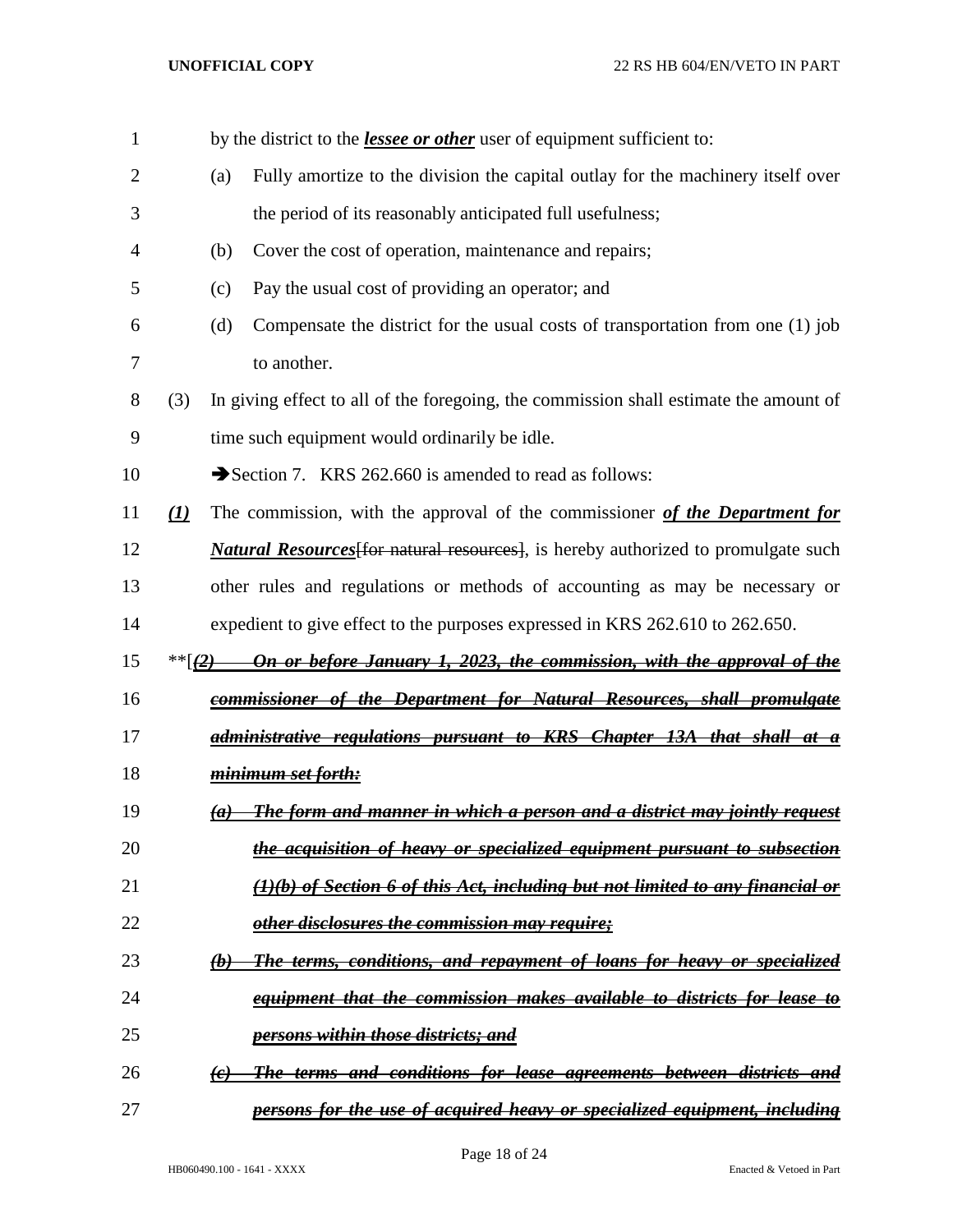by the district to the ***lessee or other*** user of equipment sufficient to:

(a) Fully amortize to the division the capital outlay for the machinery itself over the period of its reasonably anticipated full usefulness;

(b) Cover the cost of operation, maintenance and repairs;

(c) Pay the usual cost of providing an operator; and

(d) Compensate the district for the usual costs of transportation from one (1) job to another.

(3) In giving effect to all of the foregoing, the commission shall estimate the amount of time such equipment would ordinarily be idle.

➔Section 7. KRS 262.660 is amended to read as follows:

***(1)*** The commission, with the approval of the commissioner ***of the Department for Natural Resources***[~~for natural resources~~], is hereby authorized to promulgate such other rules and regulations or methods of accounting as may be necessary or expedient to give effect to the purposes expressed in KRS 262.610 to 262.650.

**[***~~(2) On or before January 1, 2023, the commission, with the approval of the commissioner of the Department for Natural Resources, shall promulgate administrative regulations pursuant to KRS Chapter 13A that shall at a minimum set forth:~~***

***~~(a) The form and manner in which a person and a district may jointly request the acquisition of heavy or specialized equipment pursuant to subsection (1)(b) of Section 6 of this Act, including but not limited to any financial or other disclosures the commission may require;~~***

***~~(b) The terms, conditions, and repayment of loans for heavy or specialized equipment that the commission makes available to districts for lease to persons within those districts; and~~***

***~~(c) The terms and conditions for lease agreements between districts and persons for the use of acquired heavy or specialized equipment, including~~***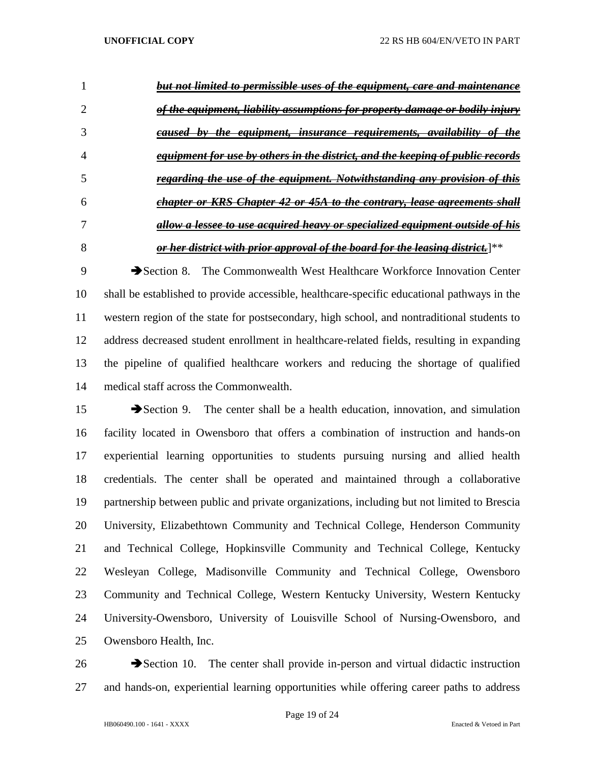~~***but not limited to permissible uses of the equipment, care and maintenance of the equipment, liability assumptions for property damage or bodily injury caused by the equipment, insurance requirements, availability of the equipment for use by others in the district, and the keeping of public records regarding the use of the equipment. Notwithstanding any provision of this chapter or KRS Chapter 42 or 45A to the contrary, lease agreements shall allow a lessee to use acquired heavy or specialized equipment outside of his or her district with prior approval of the board for the leasing district.***~~]**

➔Section 8. The Commonwealth West Healthcare Workforce Innovation Center shall be established to provide accessible, healthcare-specific educational pathways in the western region of the state for postsecondary, high school, and nontraditional students to address decreased student enrollment in healthcare-related fields, resulting in expanding the pipeline of qualified healthcare workers and reducing the shortage of qualified medical staff across the Commonwealth.

➔Section 9. The center shall be a health education, innovation, and simulation facility located in Owensboro that offers a combination of instruction and hands-on experiential learning opportunities to students pursuing nursing and allied health credentials. The center shall be operated and maintained through a collaborative partnership between public and private organizations, including but not limited to Brescia University, Elizabethtown Community and Technical College, Henderson Community and Technical College, Hopkinsville Community and Technical College, Kentucky Wesleyan College, Madisonville Community and Technical College, Owensboro Community and Technical College, Western Kentucky University, Western Kentucky University-Owensboro, University of Louisville School of Nursing-Owensboro, and Owensboro Health, Inc.

➔Section 10. The center shall provide in-person and virtual didactic instruction and hands-on, experiential learning opportunities while offering career paths to address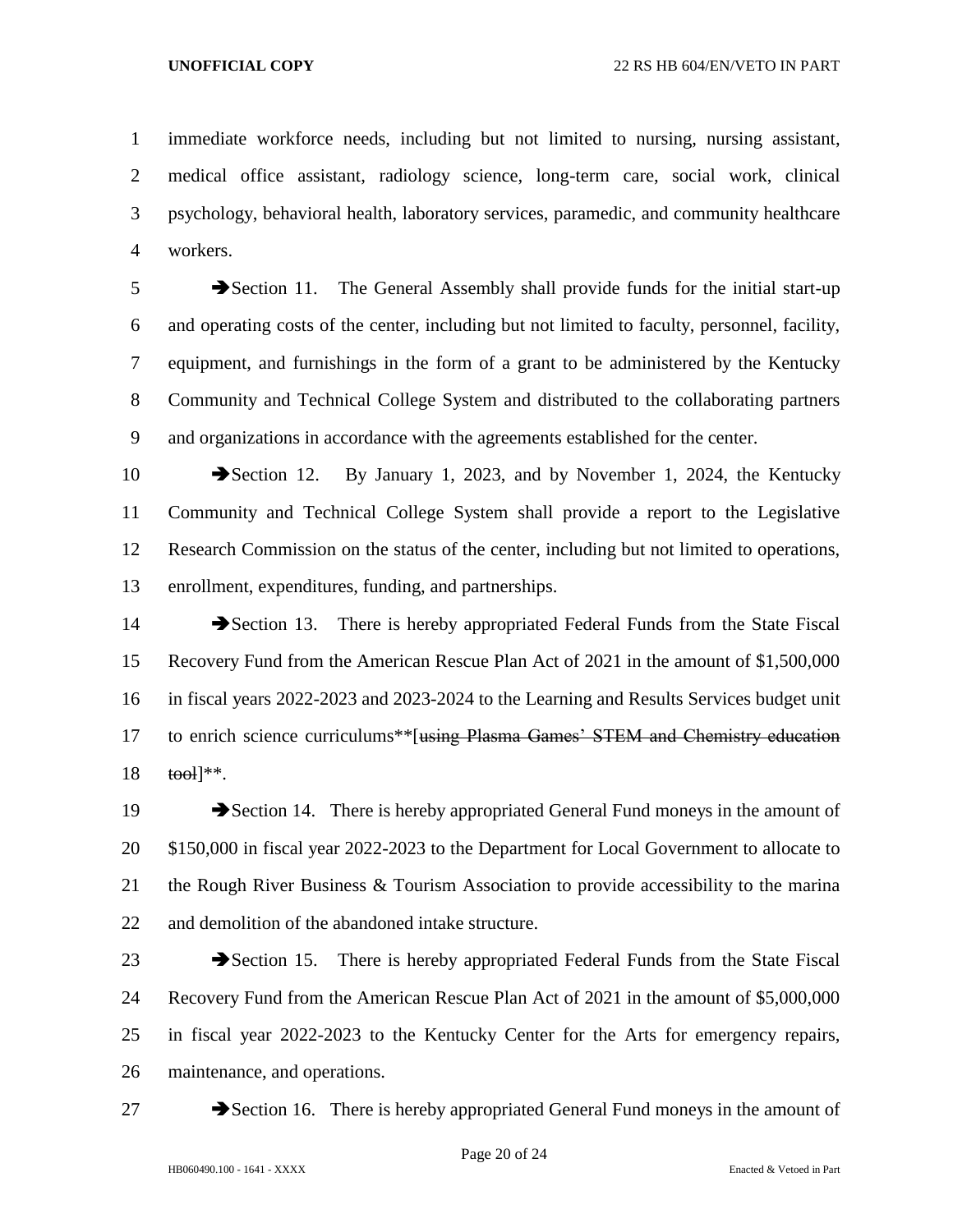immediate workforce needs, including but not limited to nursing, nursing assistant, medical office assistant, radiology science, long-term care, social work, clinical psychology, behavioral health, laboratory services, paramedic, and community healthcare workers.

➔Section 11. The General Assembly shall provide funds for the initial start-up and operating costs of the center, including but not limited to faculty, personnel, facility, equipment, and furnishings in the form of a grant to be administered by the Kentucky Community and Technical College System and distributed to the collaborating partners and organizations in accordance with the agreements established for the center.

➔Section 12. By January 1, 2023, and by November 1, 2024, the Kentucky Community and Technical College System shall provide a report to the Legislative Research Commission on the status of the center, including but not limited to operations, enrollment, expenditures, funding, and partnerships.

➔Section 13. There is hereby appropriated Federal Funds from the State Fiscal Recovery Fund from the American Rescue Plan Act of 2021 in the amount of $1,500,000 in fiscal years 2022-2023 and 2023-2024 to the Learning and Results Services budget unit to enrich science curriculums**[~~using Plasma Games' STEM and Chemistry education tool~~]**.

➔Section 14. There is hereby appropriated General Fund moneys in the amount of $150,000 in fiscal year 2022-2023 to the Department for Local Government to allocate to the Rough River Business & Tourism Association to provide accessibility to the marina and demolition of the abandoned intake structure.

➔Section 15. There is hereby appropriated Federal Funds from the State Fiscal Recovery Fund from the American Rescue Plan Act of 2021 in the amount of $5,000,000 in fiscal year 2022-2023 to the Kentucky Center for the Arts for emergency repairs, maintenance, and operations.

➔Section 16. There is hereby appropriated General Fund moneys in the amount of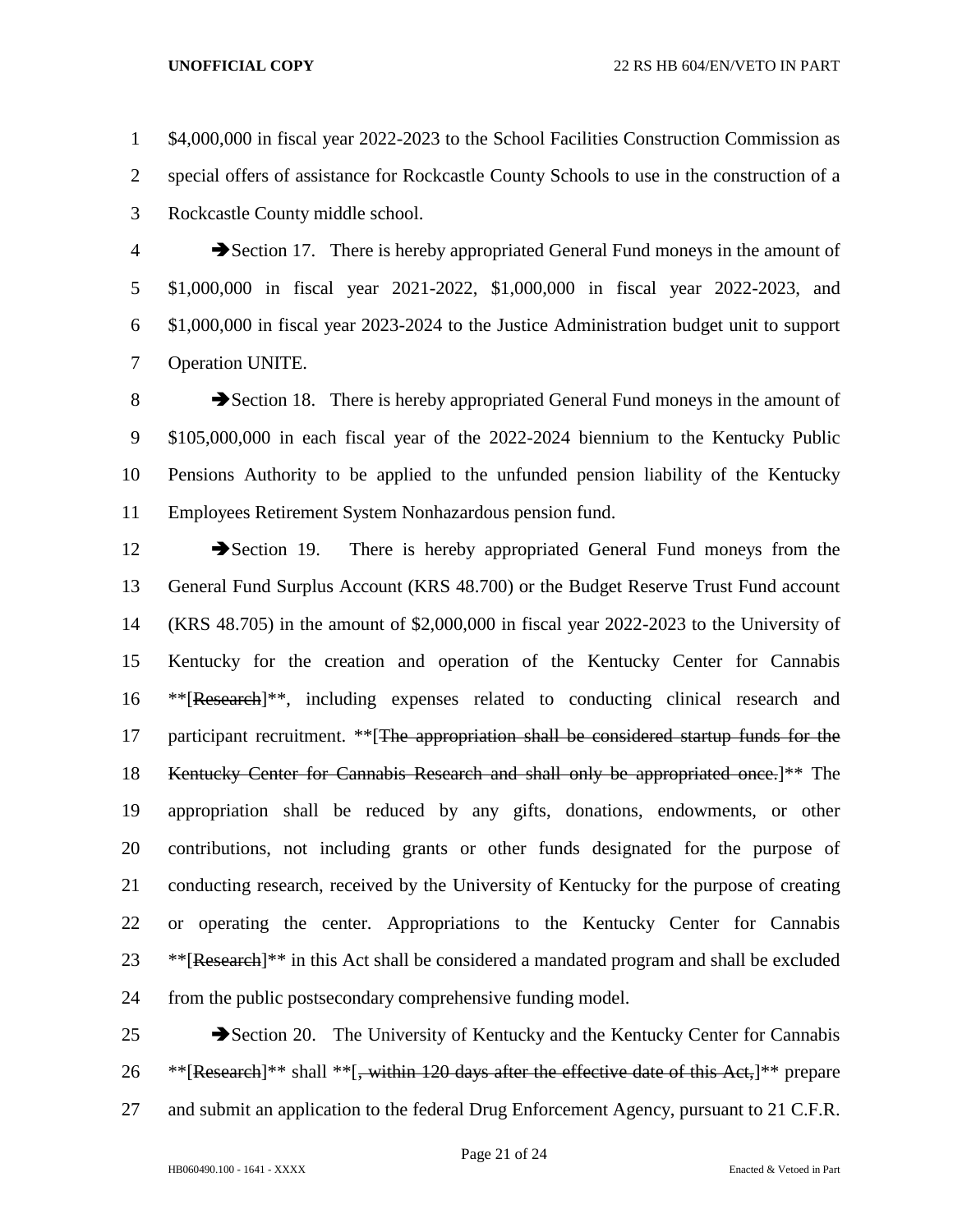$4,000,000 in fiscal year 2022-2023 to the School Facilities Construction Commission as special offers of assistance for Rockcastle County Schools to use in the construction of a Rockcastle County middle school.

➔Section 17. There is hereby appropriated General Fund moneys in the amount of $1,000,000 in fiscal year 2021-2022, $1,000,000 in fiscal year 2022-2023, and $1,000,000 in fiscal year 2023-2024 to the Justice Administration budget unit to support Operation UNITE.

➔Section 18. There is hereby appropriated General Fund moneys in the amount of $105,000,000 in each fiscal year of the 2022-2024 biennium to the Kentucky Public Pensions Authority to be applied to the unfunded pension liability of the Kentucky Employees Retirement System Nonhazardous pension fund.

➔Section 19. There is hereby appropriated General Fund moneys from the General Fund Surplus Account (KRS 48.700) or the Budget Reserve Trust Fund account (KRS 48.705) in the amount of $2,000,000 in fiscal year 2022-2023 to the University of Kentucky for the creation and operation of the Kentucky Center for Cannabis **[~~Research~~]**, including expenses related to conducting clinical research and participant recruitment. **[~~The appropriation shall be considered startup funds for the Kentucky Center for Cannabis Research and shall only be appropriated once.~~]** The appropriation shall be reduced by any gifts, donations, endowments, or other contributions, not including grants or other funds designated for the purpose of conducting research, received by the University of Kentucky for the purpose of creating or operating the center. Appropriations to the Kentucky Center for Cannabis **[~~Research~~]** in this Act shall be considered a mandated program and shall be excluded from the public postsecondary comprehensive funding model.

➔Section 20. The University of Kentucky and the Kentucky Center for Cannabis **[~~Research~~]** shall **[~~, within 120 days after the effective date of this Act,~~]** prepare and submit an application to the federal Drug Enforcement Agency, pursuant to 21 C.F.R.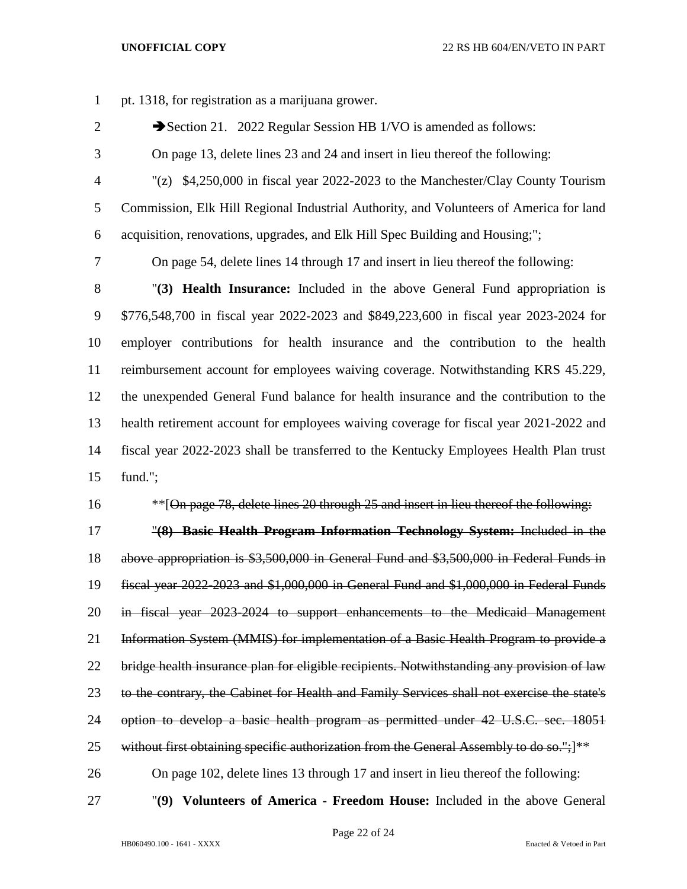pt. 1318, for registration as a marijuana grower.

➔Section 21. 2022 Regular Session HB 1/VO is amended as follows:

On page 13, delete lines 23 and 24 and insert in lieu thereof the following:

"(z) $4,250,000 in fiscal year 2022-2023 to the Manchester/Clay County Tourism Commission, Elk Hill Regional Industrial Authority, and Volunteers of America for land acquisition, renovations, upgrades, and Elk Hill Spec Building and Housing;";

On page 54, delete lines 14 through 17 and insert in lieu thereof the following:

"**(3) Health Insurance:** Included in the above General Fund appropriation is $776,548,700 in fiscal year 2022-2023 and $849,223,600 in fiscal year 2023-2024 for employer contributions for health insurance and the contribution to the health reimbursement account for employees waiving coverage. Notwithstanding KRS 45.229, the unexpended General Fund balance for health insurance and the contribution to the health retirement account for employees waiving coverage for fiscal year 2021-2022 and fiscal year 2022-2023 shall be transferred to the Kentucky Employees Health Plan trust fund.";

**[~~On page 78, delete lines 20 through 25 and insert in lieu thereof the following:~~

~~"**(8) Basic Health Program Information Technology System:** Included in the above appropriation is $3,500,000 in General Fund and $3,500,000 in Federal Funds in fiscal year 2022-2023 and $1,000,000 in General Fund and $1,000,000 in Federal Funds in fiscal year 2023-2024 to support enhancements to the Medicaid Management Information System (MMIS) for implementation of a Basic Health Program to provide a bridge health insurance plan for eligible recipients. Notwithstanding any provision of law to the contrary, the Cabinet for Health and Family Services shall not exercise the state's option to develop a basic health program as permitted under 42 U.S.C. sec. 18051 without first obtaining specific authorization from the General Assembly to do so.";~~]**

On page 102, delete lines 13 through 17 and insert in lieu thereof the following:

"**(9) Volunteers of America - Freedom House:** Included in the above General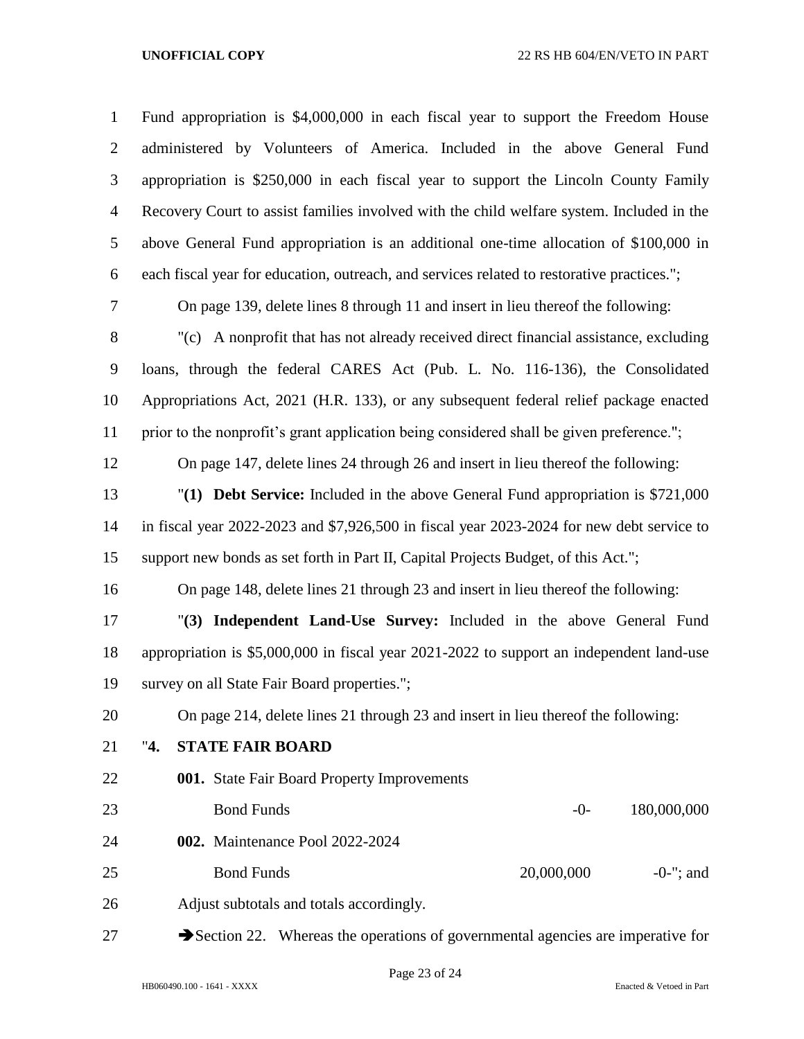Fund appropriation is $4,000,000 in each fiscal year to support the Freedom House administered by Volunteers of America. Included in the above General Fund appropriation is $250,000 in each fiscal year to support the Lincoln County Family Recovery Court to assist families involved with the child welfare system. Included in the above General Fund appropriation is an additional one-time allocation of $100,000 in each fiscal year for education, outreach, and services related to restorative practices.";

On page 139, delete lines 8 through 11 and insert in lieu thereof the following:

"(c) A nonprofit that has not already received direct financial assistance, excluding loans, through the federal CARES Act (Pub. L. No. 116-136), the Consolidated Appropriations Act, 2021 (H.R. 133), or any subsequent federal relief package enacted prior to the nonprofit's grant application being considered shall be given preference.";

On page 147, delete lines 24 through 26 and insert in lieu thereof the following:

"**(1) Debt Service:** Included in the above General Fund appropriation is $721,000 in fiscal year 2022-2023 and $7,926,500 in fiscal year 2023-2024 for new debt service to support new bonds as set forth in Part II, Capital Projects Budget, of this Act.";

On page 148, delete lines 21 through 23 and insert in lieu thereof the following:

"**(3) Independent Land-Use Survey:** Included in the above General Fund appropriation is $5,000,000 in fiscal year 2021-2022 to support an independent land-use survey on all State Fair Board properties.";

On page 214, delete lines 21 through 23 and insert in lieu thereof the following:

"**4. STATE FAIR BOARD**

| | | |
|---|---|---|
| **001.** State Fair Board Property Improvements | | |
| Bond Funds | -0- | 180,000,000 |
| **002.** Maintenance Pool 2022-2024 | | |
| Bond Funds | 20,000,000 | -0-"; and |

Adjust subtotals and totals accordingly.

➔Section 22. Whereas the operations of governmental agencies are imperative for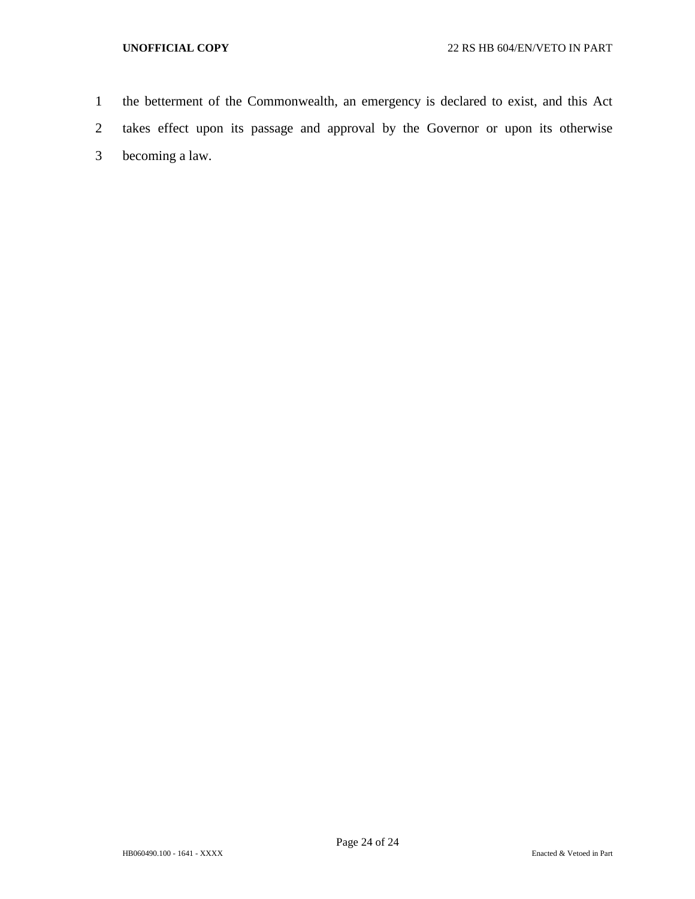the betterment of the Commonwealth, an emergency is declared to exist, and this Act takes effect upon its passage and approval by the Governor or upon its otherwise becoming a law.